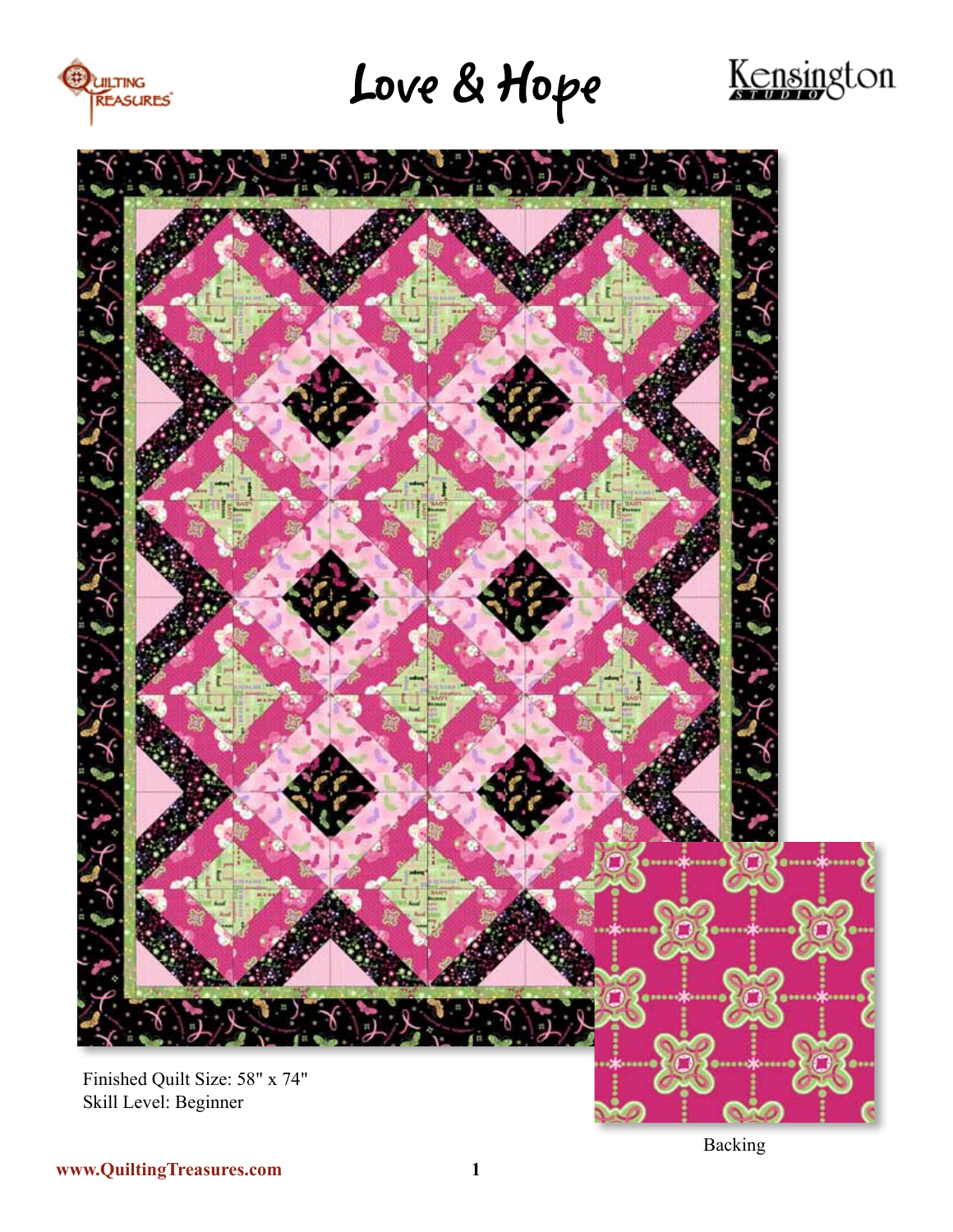# Love & Hope

Finished Quilt Size: 58" x 74"
Skill Level: Beginner

Backing

www.QuiltingTreasures.com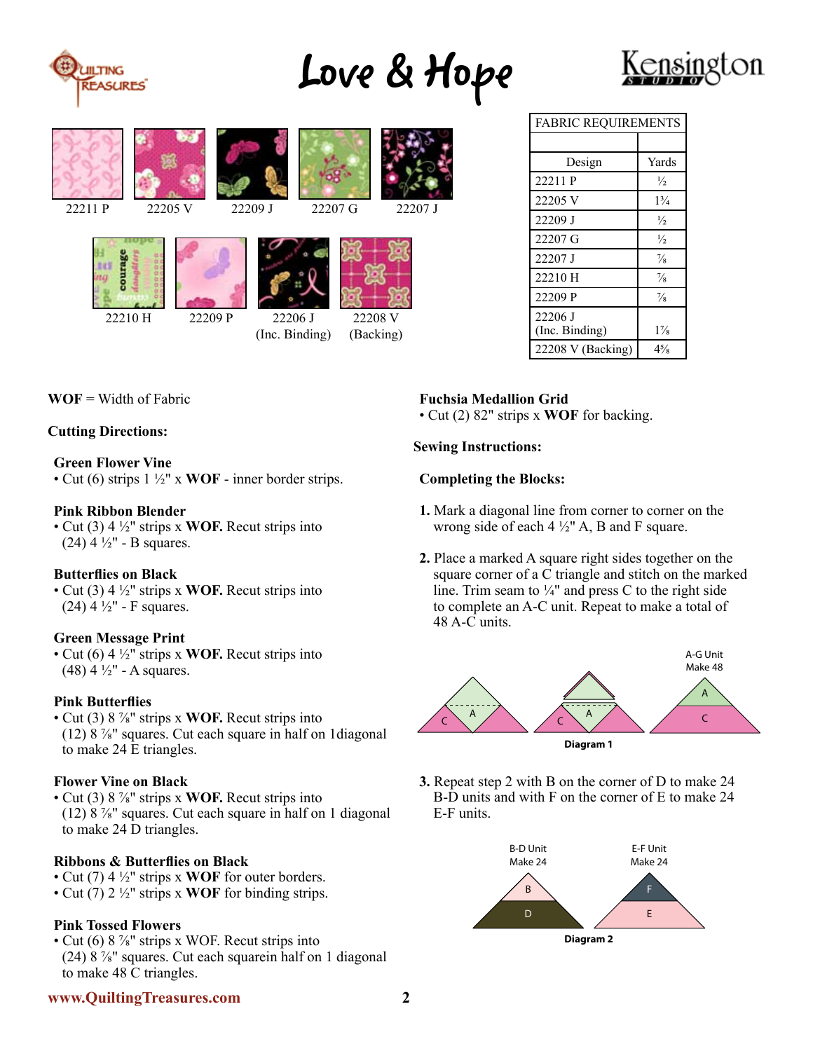# Love & Hope

| 22211 P | 22205 V | 22209 J | 22207 G | 22207 J |
|---|---|---|---|---|

| 22210 H | 22209 P | 22206 J (Inc. Binding) | 22208 V (Backing) |
|---|---|---|---|

| FABRIC REQUIREMENTS | |
|---|---|
| Design | Yards |
| 22211 P | ½ |
| 22205 V | 1¾ |
| 22209 J | ½ |
| 22207 G | ½ |
| 22207 J | ⅞ |
| 22210 H | ⅞ |
| 22209 P | ⅞ |
| 22206 J (Inc. Binding) | 1⅞ |
| 22208 V (Backing) | 4⅝ |

**WOF** = Width of Fabric

**Cutting Directions:**

**Green Flower Vine**
- Cut (6) strips 1 ½" x **WOF** - inner border strips.

**Pink Ribbon Blender**
- Cut (3) 4 ½" strips x **WOF.** Recut strips into (24) 4 ½" - B squares.

**Butterflies on Black**
- Cut (3) 4 ½" strips x **WOF.** Recut strips into (24) 4 ½" - F squares.

**Green Message Print**
- Cut (6) 4 ½" strips x **WOF.** Recut strips into (48) 4 ½" - A squares.

**Pink Butterflies**
- Cut (3) 8 ⅞" strips x **WOF.** Recut strips into (12) 8 ⅞" squares. Cut each square in half on 1diagonal to make 24 E triangles.

**Flower Vine on Black**
- Cut (3) 8 ⅞" strips x **WOF.** Recut strips into (12) 8 ⅞" squares. Cut each square in half on 1 diagonal to make 24 D triangles.

**Ribbons & Butterflies on Black**
- Cut (7) 4 ½" strips x **WOF** for outer borders.
- Cut (7) 2 ½" strips x **WOF** for binding strips.

**Pink Tossed Flowers**
- Cut (6) 8 ⅞" strips x WOF. Recut strips into (24) 8 ⅞" squares. Cut each squarein half on 1 diagonal to make 48 C triangles.

**Fuchsia Medallion Grid**
- Cut (2) 82" strips x **WOF** for backing.

**Sewing Instructions:**

**Completing the Blocks:**

1. Mark a diagonal line from corner to corner on the wrong side of each 4 ½" A, B and F square.

2. Place a marked A square right sides together on the square corner of a C triangle and stitch on the marked line. Trim seam to ¼" and press C to the right side to complete an A-C unit. Repeat to make a total of 48 A-C units.

A-G Unit
Make 48

Diagram 1

3. Repeat step 2 with B on the corner of D to make 24 B-D units and with F on the corner of E to make 24 E-F units.

B-D Unit
Make 24

E-F Unit
Make 24

Diagram 2

www.QuiltingTreasures.com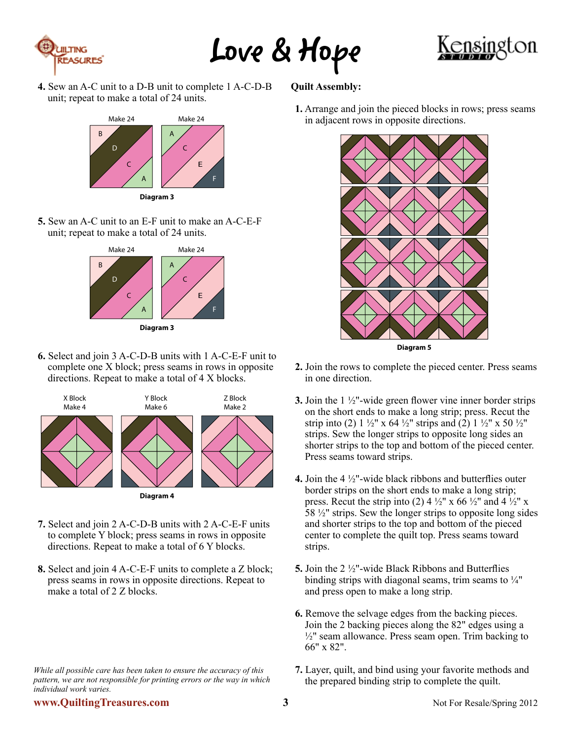4. Sew an A-C unit to a D-B unit to complete 1 A-C-D-B unit; repeat to make a total of 24 units.

Make 24

Make 24

B
D
C
A

A
C
E
F

**Diagram 3**

5. Sew an A-C unit to an E-F unit to make an A-C-E-F unit; repeat to make a total of 24 units.

Make 24

Make 24

B
D
C
A

A
C
E
F

**Diagram 3**

6. Select and join 3 A-C-D-B units with 1 A-C-E-F unit to complete one X block; press seams in rows in opposite directions. Repeat to make a total of 4 X blocks.

X Block
Make 4

Y Block
Make 6

Z Block
Make 2

**Diagram 4**

7. Select and join 2 A-C-D-B units with 2 A-C-E-F units to complete Y block; press seams in rows in opposite directions. Repeat to make a total of 6 Y blocks.

8. Select and join 4 A-C-E-F units to complete a Z block; press seams in rows in opposite directions. Repeat to make a total of 2 Z blocks.

*While all possible care has been taken to ensure the accuracy of this pattern, we are not responsible for printing errors or the way in which individual work varies.*

**Quilt Assembly:**

1. Arrange and join the pieced blocks in rows; press seams in adjacent rows in opposite directions.

**Diagram 5**

2. Join the rows to complete the pieced center. Press seams in one direction.

3. Join the 1 ½"-wide green flower vine inner border strips on the short ends to make a long strip; press. Recut the strip into (2) 1 ½" x 64 ½" strips and (2) 1 ½" x 50 ½" strips. Sew the longer strips to opposite long sides an shorter strips to the top and bottom of the pieced center. Press seams toward strips.

4. Join the 4 ½"-wide black ribbons and butterflies outer border strips on the short ends to make a long strip; press. Recut the strip into (2) 4 ½" x 66 ½" and 4 ½" x 58 ½" strips. Sew the longer strips to opposite long sides and shorter strips to the top and bottom of the pieced center to complete the quilt top. Press seams toward strips.

5. Join the 2 ½"-wide Black Ribbons and Butterflies binding strips with diagonal seams, trim seams to ¼" and press open to make a long strip.

6. Remove the selvage edges from the backing pieces. Join the 2 backing pieces along the 82" edges using a ½" seam allowance. Press seam open. Trim backing to 66" x 82".

7. Layer, quilt, and bind using your favorite methods and the prepared binding strip to complete the quilt.